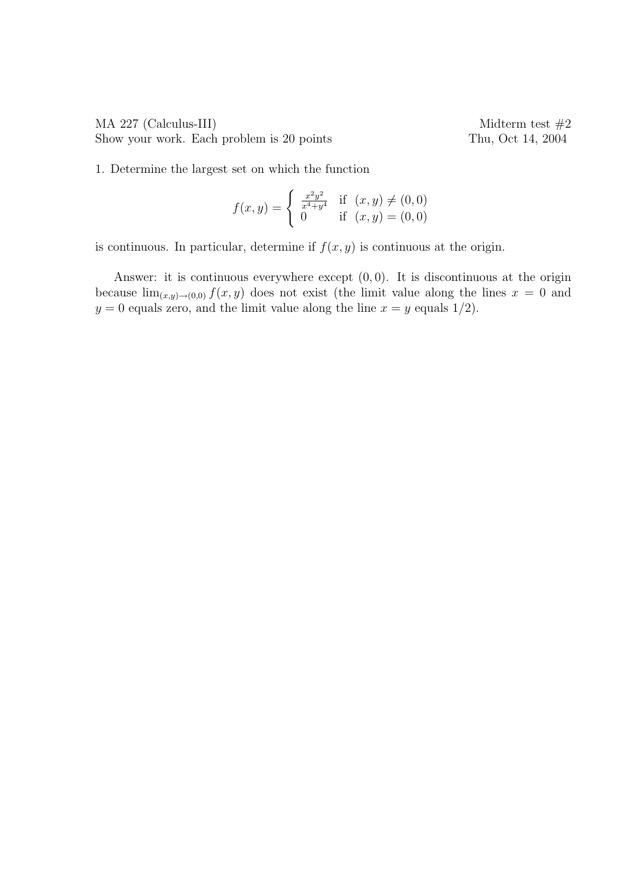MA 227 (Calculus-III) Midterm test #2

Show your work. Each problem is 20 points Thu, Oct 14, 2004

1. Determine the largest set on which the function

$$f(x,y) = \begin{cases} \frac{x^2y^2}{x^4+y^4} & \text{if } (x,y) \neq (0,0) \\ 0 & \text{if } (x,y) = (0,0) \end{cases}$$

is continuous. In particular, determine if $f(x,y)$ is continuous at the origin.

Answer: it is continuous everywhere except $(0,0)$. It is discontinuous at the origin because $\lim_{(x,y)\to(0,0)} f(x,y)$ does not exist (the limit value along the lines $x = 0$ and $y = 0$ equals zero, and the limit value along the line $x = y$ equals $1/2$).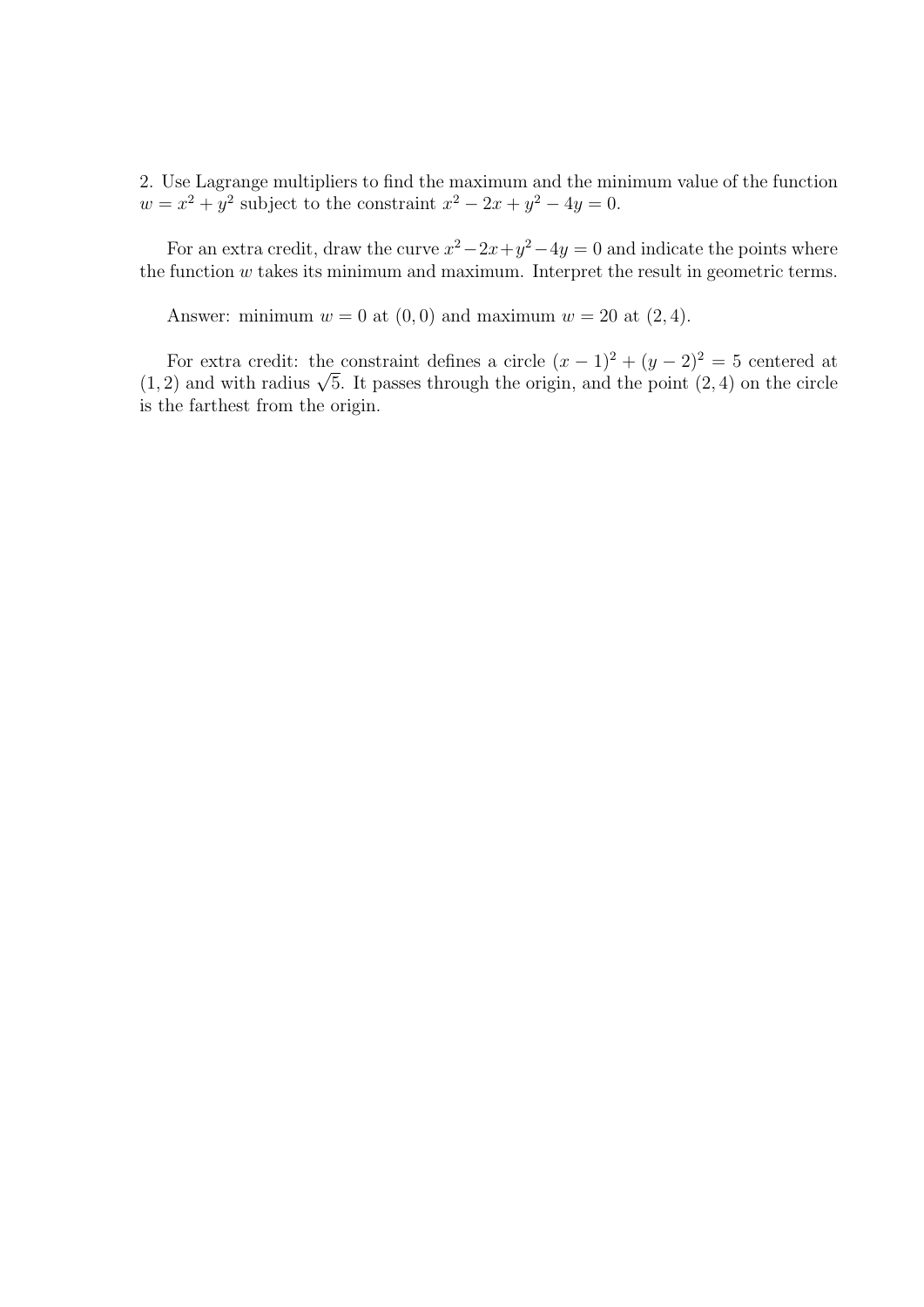2. Use Lagrange multipliers to find the maximum and the minimum value of the function $w = x^2 + y^2$ subject to the constraint $x^2 - 2x + y^2 - 4y = 0$.

For an extra credit, draw the curve $x^2 - 2x + y^2 - 4y = 0$ and indicate the points where the function $w$ takes its minimum and maximum. Interpret the result in geometric terms.

Answer: minimum $w = 0$ at $(0, 0)$ and maximum $w = 20$ at $(2, 4)$.

For extra credit: the constraint defines a circle $(x - 1)^2 + (y - 2)^2 = 5$ centered at $(1, 2)$ and with radius $\sqrt{5}$. It passes through the origin, and the point $(2, 4)$ on the circle is the farthest from the origin.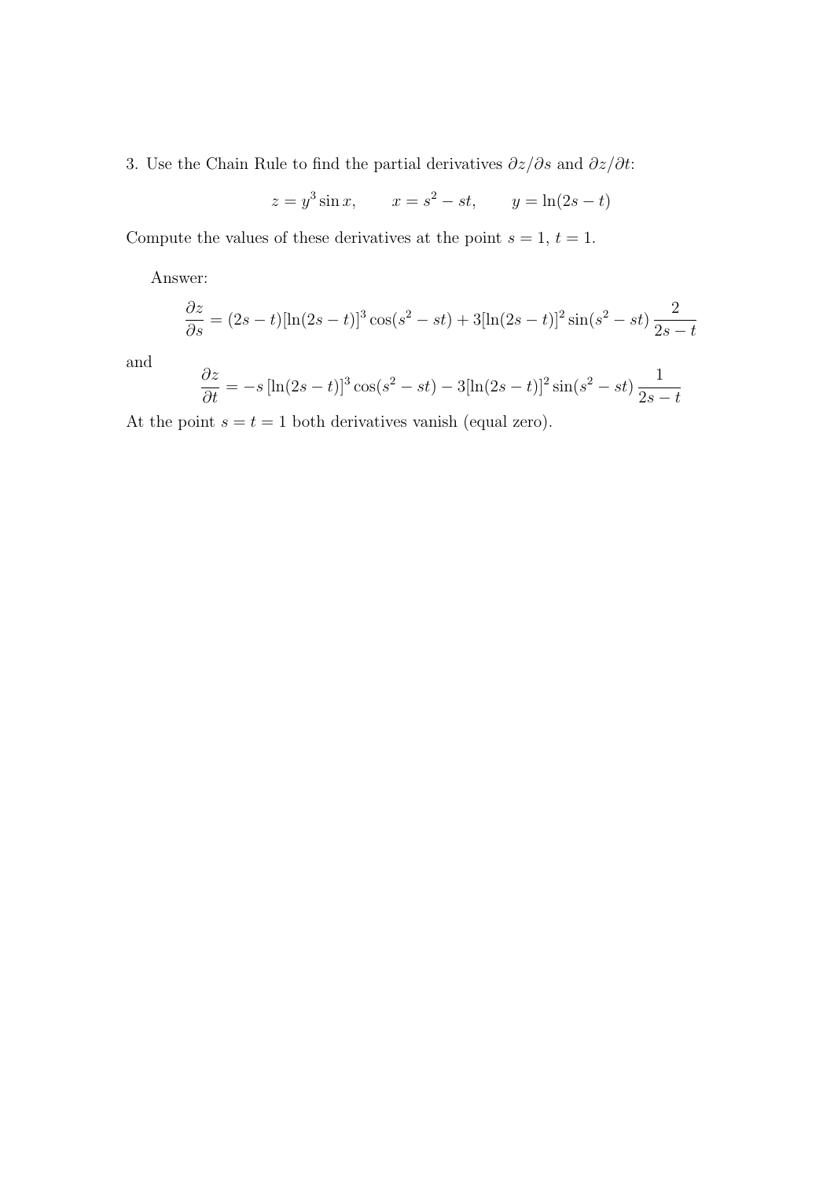3. Use the Chain Rule to find the partial derivatives $\partial z/\partial s$ and $\partial z/\partial t$:

$$z = y^3 \sin x, \qquad x = s^2 - st, \qquad y = \ln(2s - t)$$

Compute the values of these derivatives at the point $s = 1$, $t = 1$.

Answer:

$$\frac{\partial z}{\partial s} = (2s - t)[\ln(2s - t)]^3 \cos(s^2 - st) + 3[\ln(2s - t)]^2 \sin(s^2 - st)\,\frac{2}{2s - t}$$

and

$$\frac{\partial z}{\partial t} = -s\,[\ln(2s - t)]^3 \cos(s^2 - st) - 3[\ln(2s - t)]^2 \sin(s^2 - st)\,\frac{1}{2s - t}$$

At the point $s = t = 1$ both derivatives vanish (equal zero).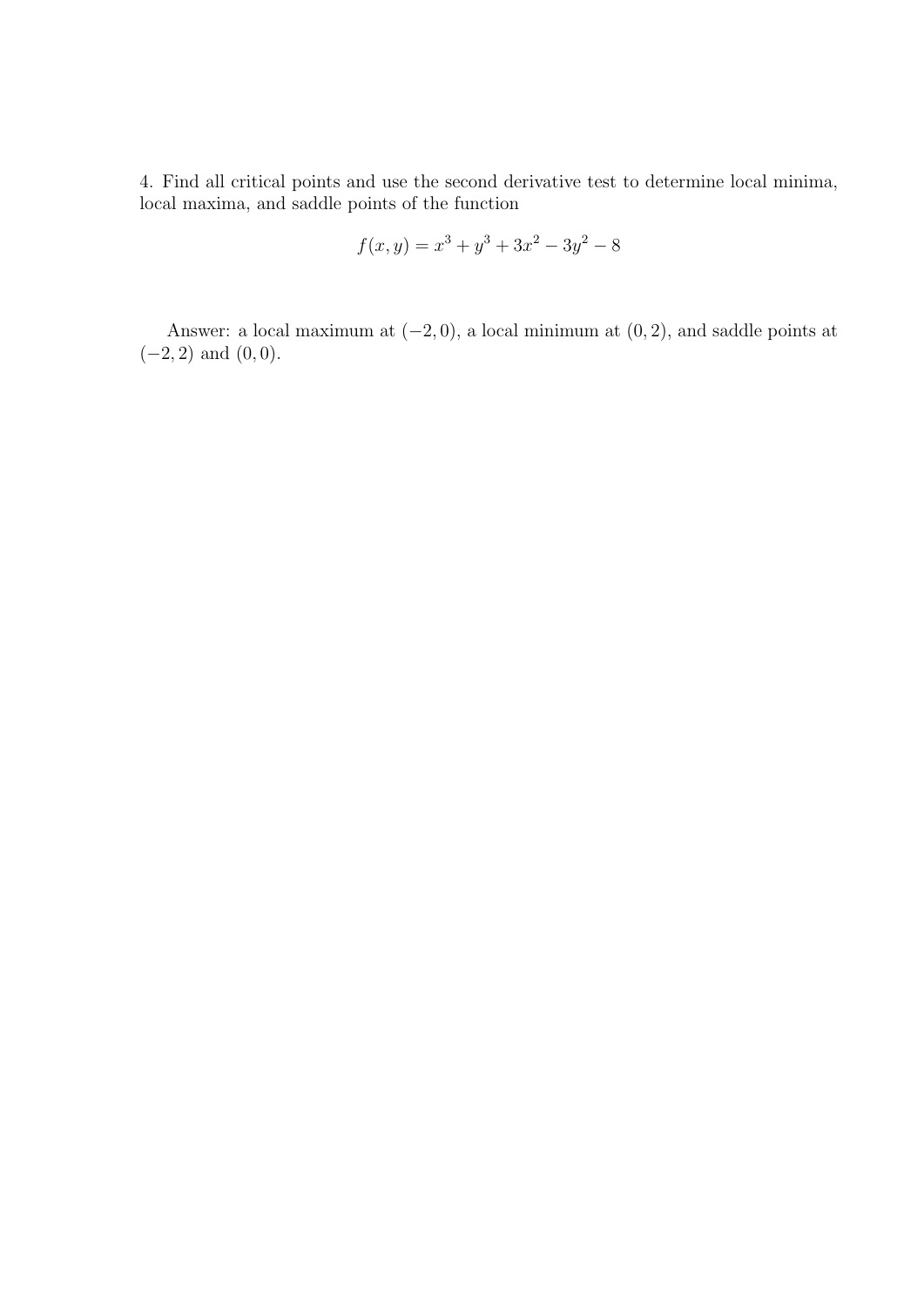4. Find all critical points and use the second derivative test to determine local minima, local maxima, and saddle points of the function

$$f(x, y) = x^3 + y^3 + 3x^2 - 3y^2 - 8$$

Answer: a local maximum at $(-2, 0)$, a local minimum at $(0, 2)$, and saddle points at $(-2, 2)$ and $(0, 0)$.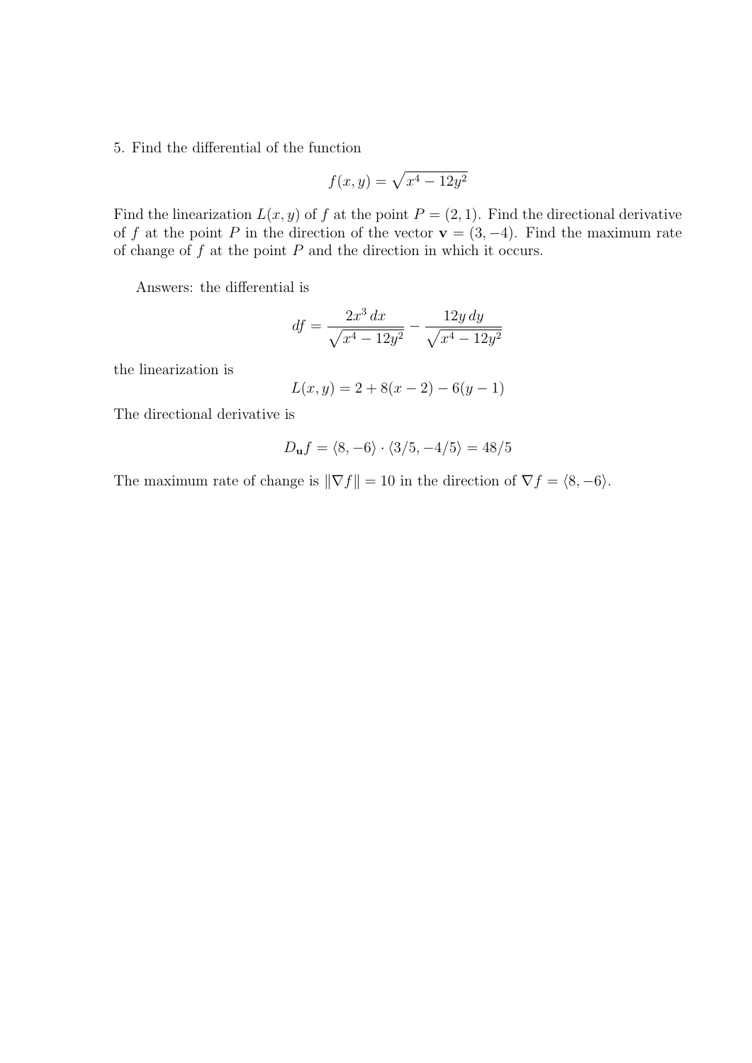5. Find the differential of the function

$$f(x, y) = \sqrt{x^4 - 12y^2}$$

Find the linearization $L(x, y)$ of $f$ at the point $P = (2, 1)$. Find the directional derivative of $f$ at the point $P$ in the direction of the vector $\mathbf{v} = (3, -4)$. Find the maximum rate of change of $f$ at the point $P$ and the direction in which it occurs.

Answers: the differential is

$$df = \frac{2x^3\, dx}{\sqrt{x^4 - 12y^2}} - \frac{12y\, dy}{\sqrt{x^4 - 12y^2}}$$

the linearization is

$$L(x, y) = 2 + 8(x - 2) - 6(y - 1)$$

The directional derivative is

$$D_{\mathbf{u}}f = \langle 8, -6 \rangle \cdot \langle 3/5, -4/5 \rangle = 48/5$$

The maximum rate of change is $\|\nabla f\| = 10$ in the direction of $\nabla f = \langle 8, -6 \rangle$.